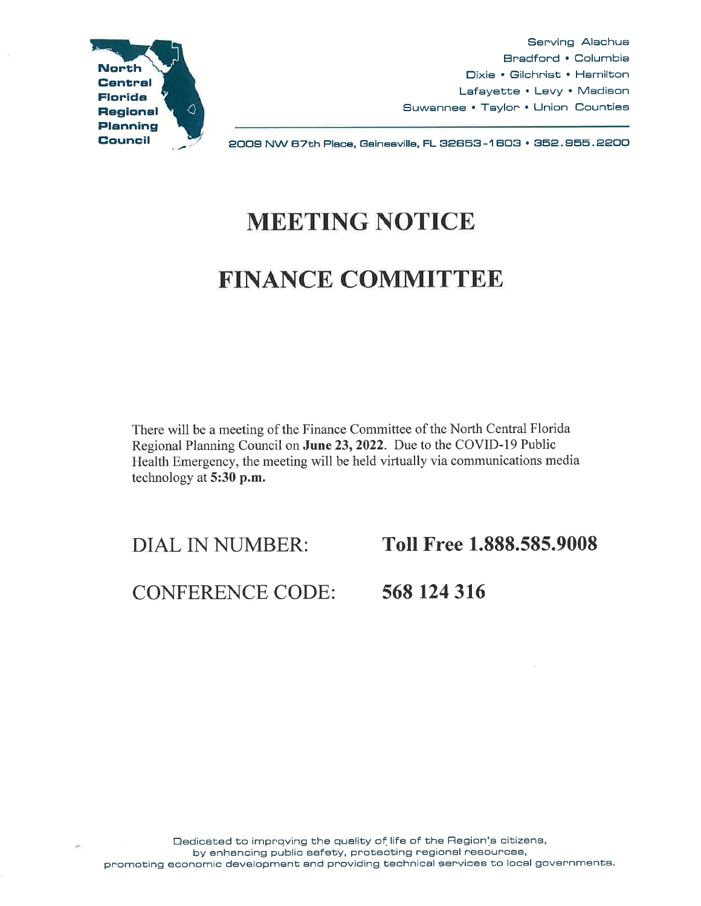North Central Florida Regional Planning Council

Serving Alachua
Bradford • Columbia
Dixie • Gilchrist • Hamilton
Lafayette • Levy • Madison
Suwannee • Taylor • Union Counties

2009 NW 67th Place, Gainesville, FL 32653-1603 • 352.955.2200

# MEETING NOTICE

# FINANCE COMMITTEE

There will be a meeting of the Finance Committee of the North Central Florida Regional Planning Council on **June 23, 2022**. Due to the COVID-19 Public Health Emergency, the meeting will be held virtually via communications media technology at **5:30 p.m.**

DIAL IN NUMBER: **Toll Free 1.888.585.9008**

CONFERENCE CODE: **568 124 316**

Dedicated to improving the quality of life of the Region's citizens, by enhancing public safety, protecting regional resources, promoting economic development and providing technical services to local governments.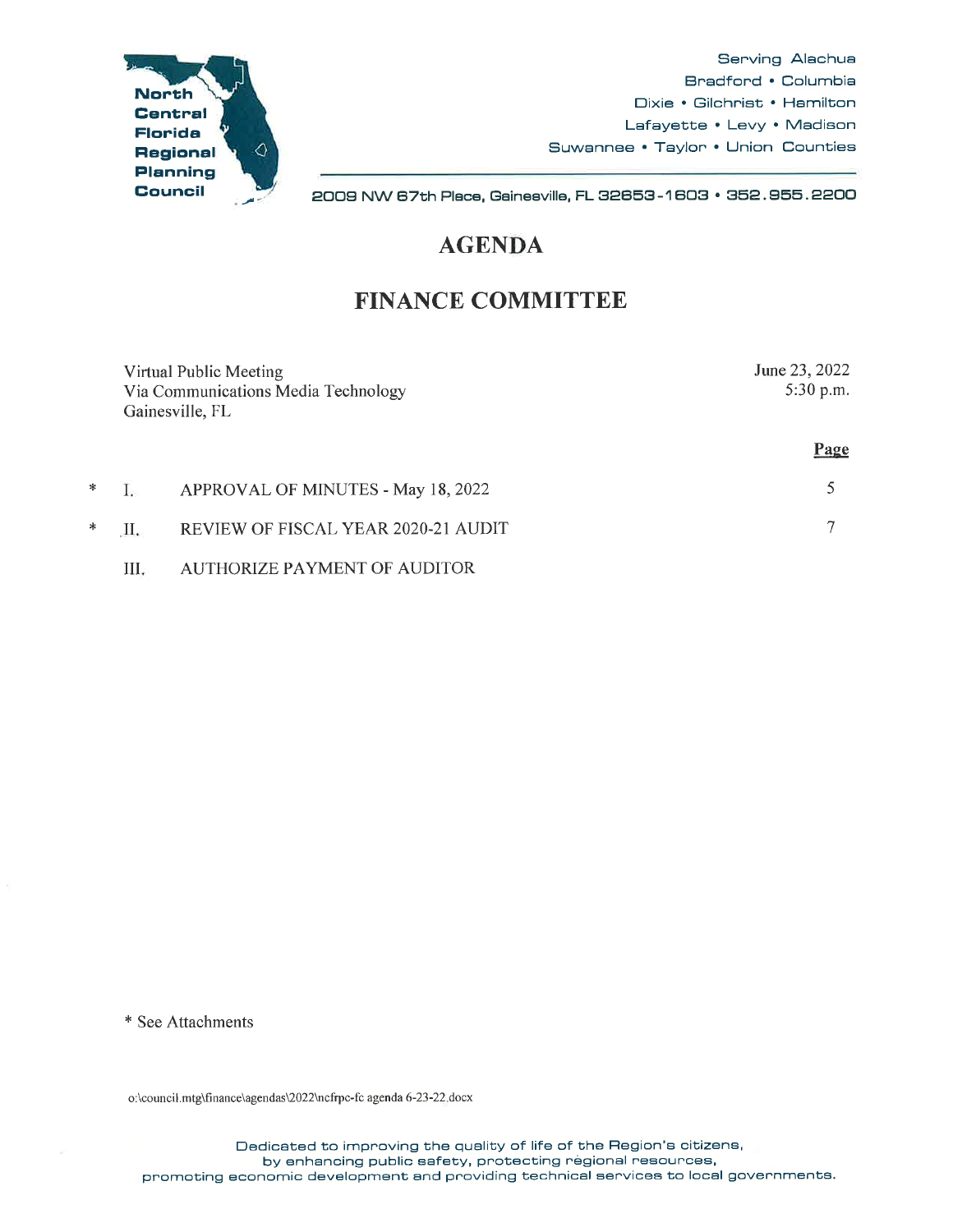**North Central Florida Regional Planning Council**

Serving Alachua
Bradford • Columbia
Dixie • Gilchrist • Hamilton
Lafayette • Levy • Madison
Suwannee • Taylor • Union Counties

2009 NW 67th Place, Gainesville, FL 32653-1603 • 352.955.2200

# AGENDA

# FINANCE COMMITTEE

Virtual Public Meeting
Via Communications Media Technology
Gainesville, FL

June 23, 2022
5:30 p.m.

| | | | Page |
|---|---|---|---|
| * | I. | APPROVAL OF MINUTES - May 18, 2022 | 5 |
| * | II. | REVIEW OF FISCAL YEAR 2020-21 AUDIT | 7 |
| | III. | AUTHORIZE PAYMENT OF AUDITOR | |

* See Attachments

o:\council.mtg\finance\agendas\2022\ncfrpc-fc agenda 6-23-22.docx

Dedicated to improving the quality of life of the Region's citizens, by enhancing public safety, protecting regional resources, promoting economic development and providing technical services to local governments.